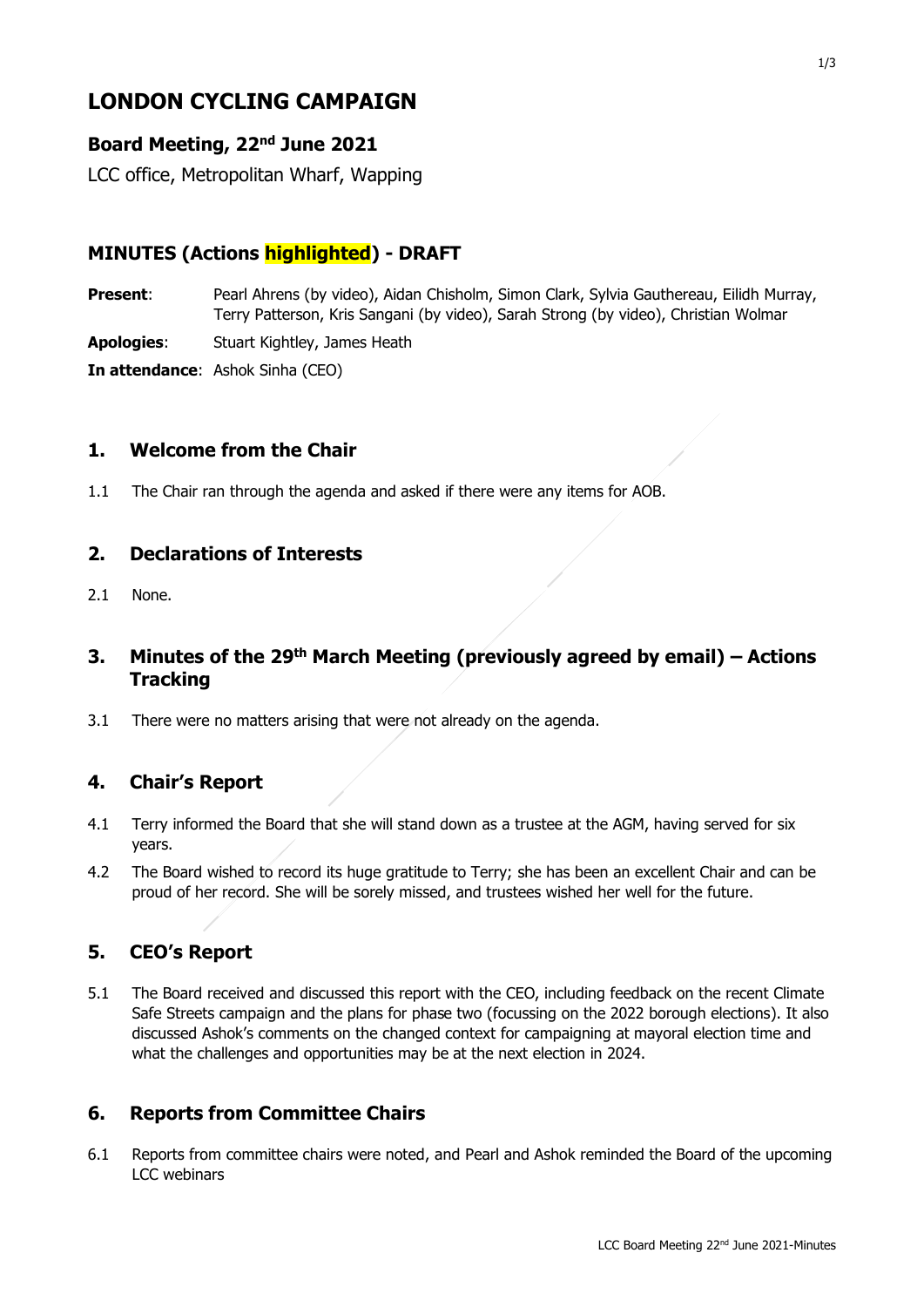# LONDON CYCLING CAMPAIGN

## Board Meeting, 22nd June 2021

LCC office, Metropolitan Wharf, Wapping

## MINUTES (Actions highlighted) - DRAFT

**Present**: Pearl Ahrens (by video), Aidan Chisholm, Simon Clark, Sylvia Gauthereau, Eilidh Murray, Terry Patterson, Kris Sangani (by video), Sarah Strong (by video), Christian Wolmar

**Apologies**: Stuart Kightley, James Heath

**In attendance**: Ashok Sinha (CEO)

## 1. Welcome from the Chair

1.1 The Chair ran through the agenda and asked if there were any items for AOB.

## 2. Declarations of Interests

2.1 None.

## 3. Minutes of the 29th March Meeting (previously agreed by email) – Actions Tracking

3.1 There were no matters arising that were not already on the agenda.

## 4. Chair's Report

4.1 Terry informed the Board that she will stand down as a trustee at the AGM, having served for six years.

4.2 The Board wished to record its huge gratitude to Terry; she has been an excellent Chair and can be proud of her record. She will be sorely missed, and trustees wished her well for the future.

## 5. CEO's Report

5.1 The Board received and discussed this report with the CEO, including feedback on the recent Climate Safe Streets campaign and the plans for phase two (focussing on the 2022 borough elections). It also discussed Ashok's comments on the changed context for campaigning at mayoral election time and what the challenges and opportunities may be at the next election in 2024.

## 6. Reports from Committee Chairs

6.1 Reports from committee chairs were noted, and Pearl and Ashok reminded the Board of the upcoming LCC webinars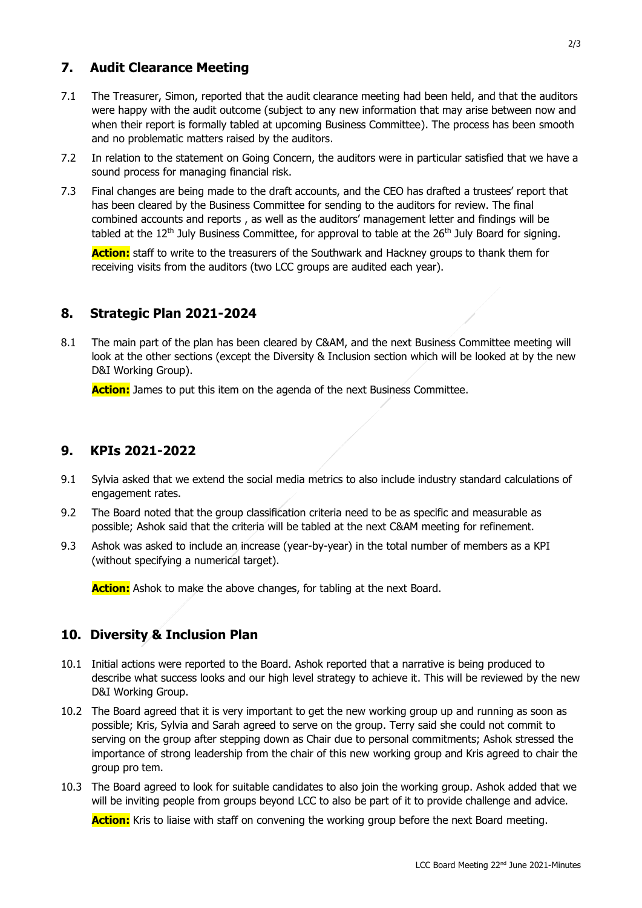## 7. Audit Clearance Meeting

7.1 The Treasurer, Simon, reported that the audit clearance meeting had been held, and that the auditors were happy with the audit outcome (subject to any new information that may arise between now and when their report is formally tabled at upcoming Business Committee). The process has been smooth and no problematic matters raised by the auditors.

7.2 In relation to the statement on Going Concern, the auditors were in particular satisfied that we have a sound process for managing financial risk.

7.3 Final changes are being made to the draft accounts, and the CEO has drafted a trustees' report that has been cleared by the Business Committee for sending to the auditors for review. The final combined accounts and reports , as well as the auditors' management letter and findings will be tabled at the 12th July Business Committee, for approval to table at the 26th July Board for signing.

**Action:** staff to write to the treasurers of the Southwark and Hackney groups to thank them for receiving visits from the auditors (two LCC groups are audited each year).

## 8. Strategic Plan 2021-2024

8.1 The main part of the plan has been cleared by C&AM, and the next Business Committee meeting will look at the other sections (except the Diversity & Inclusion section which will be looked at by the new D&I Working Group).

**Action:** James to put this item on the agenda of the next Business Committee.

## 9. KPIs 2021-2022

9.1 Sylvia asked that we extend the social media metrics to also include industry standard calculations of engagement rates.

9.2 The Board noted that the group classification criteria need to be as specific and measurable as possible; Ashok said that the criteria will be tabled at the next C&AM meeting for refinement.

9.3 Ashok was asked to include an increase (year-by-year) in the total number of members as a KPI (without specifying a numerical target).

**Action:** Ashok to make the above changes, for tabling at the next Board.

## 10. Diversity & Inclusion Plan

10.1 Initial actions were reported to the Board. Ashok reported that a narrative is being produced to describe what success looks and our high level strategy to achieve it. This will be reviewed by the new D&I Working Group.

10.2 The Board agreed that it is very important to get the new working group up and running as soon as possible; Kris, Sylvia and Sarah agreed to serve on the group. Terry said she could not commit to serving on the group after stepping down as Chair due to personal commitments; Ashok stressed the importance of strong leadership from the chair of this new working group and Kris agreed to chair the group pro tem.

10.3 The Board agreed to look for suitable candidates to also join the working group. Ashok added that we will be inviting people from groups beyond LCC to also be part of it to provide challenge and advice.

**Action:** Kris to liaise with staff on convening the working group before the next Board meeting.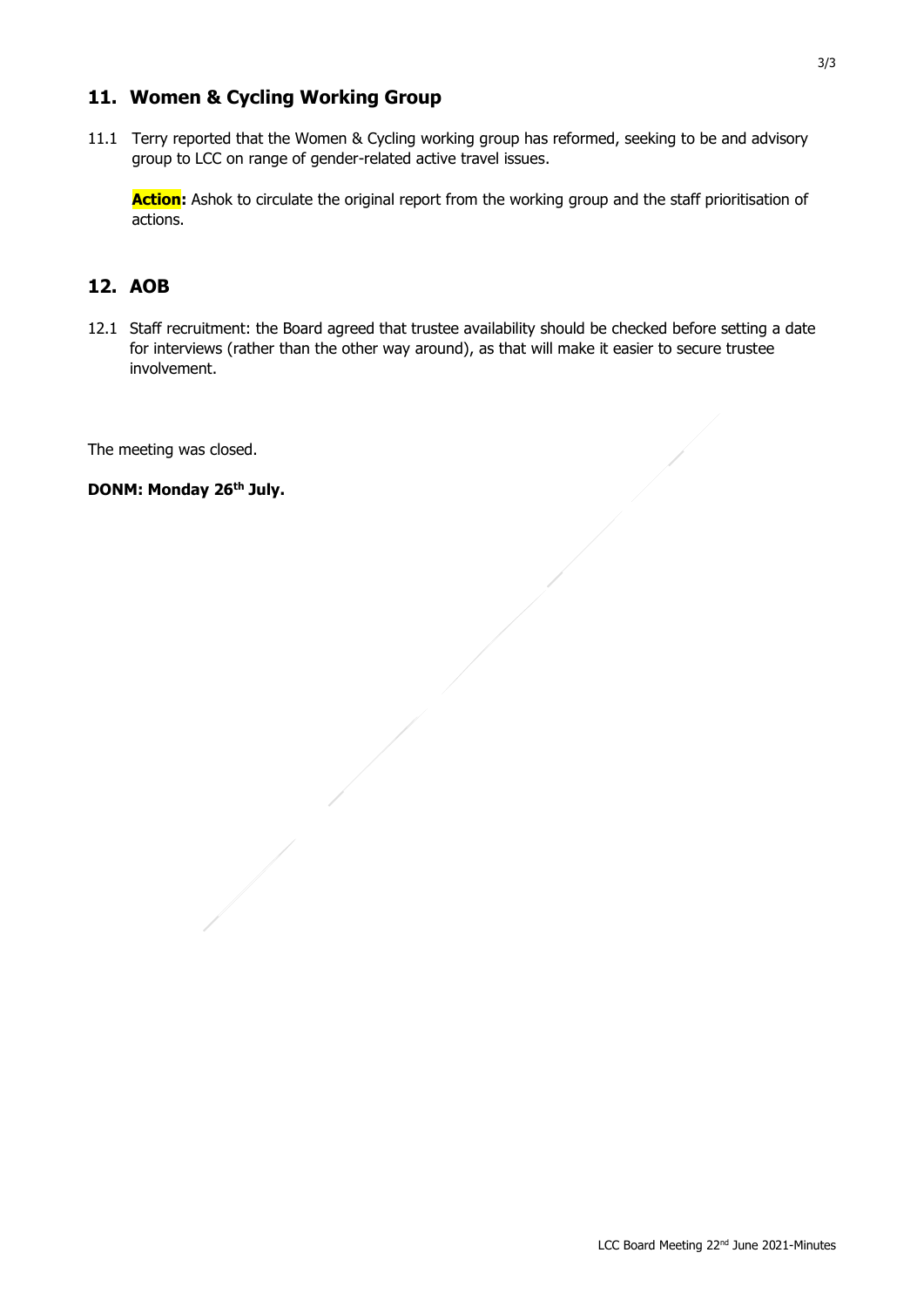## 11. Women & Cycling Working Group

11.1 Terry reported that the Women & Cycling working group has reformed, seeking to be and advisory group to LCC on range of gender-related active travel issues.

**Action:** Ashok to circulate the original report from the working group and the staff prioritisation of actions.

## 12. AOB

12.1 Staff recruitment: the Board agreed that trustee availability should be checked before setting a date for interviews (rather than the other way around), as that will make it easier to secure trustee involvement.

The meeting was closed.

**DONM: Monday 26th July.**